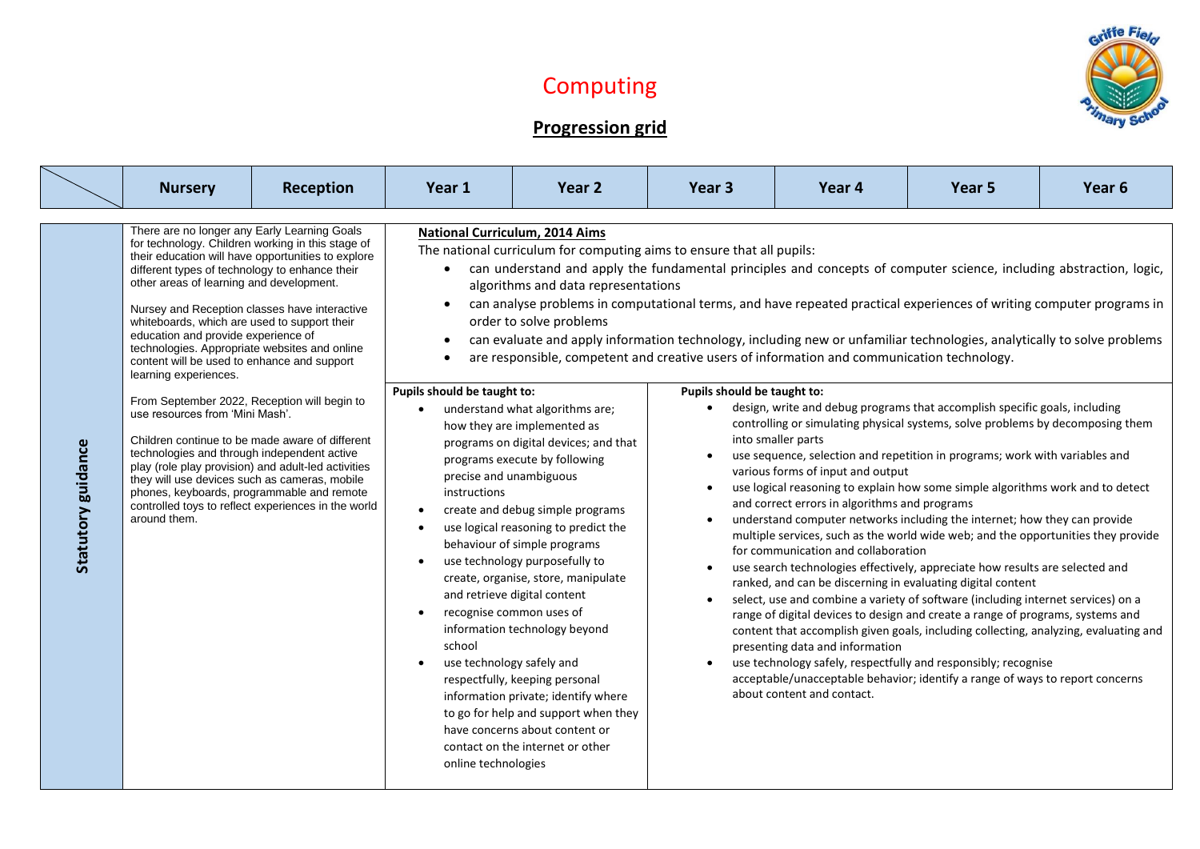# Computing

## Progression grid

| | Nursery | Reception | Year 1 | Year 2 | Year 3 | Year 4 | Year 5 | Year 6 |
|---|---|---|---|---|---|---|---|---|
| **Statutory guidance** | There are no longer any Early Learning Goals for technology. Children working in this stage of their education will have opportunities to explore different types of technology to enhance their other areas of learning and development.<br><br>Nursey and Reception classes have interactive whiteboards, which are used to support their education and provide experience of technologies. Appropriate websites and online content will be used to enhance and support learning experiences.<br><br>From September 2022, Reception will begin to use resources from 'Mini Mash'.<br><br>Children continue to be made aware of different technologies and through independent active play (role play provision) and adult-led activities they will use devices such as cameras, mobile phones, keyboards, programmable and remote controlled toys to reflect experiences in the world around them. | | **National Curriculum, 2014 Aims**<br>The national curriculum for computing aims to ensure that all pupils:<br>• can understand and apply the fundamental principles and concepts of computer science, including abstraction, logic, algorithms and data representations<br>• can analyse problems in computational terms, and have repeated practical experiences of writing computer programs in order to solve problems<br>• can evaluate and apply information technology, including new or unfamiliar technologies, analytically to solve problems<br>• are responsible, competent and creative users of information and communication technology.<br><br>**Pupils should be taught to:**<br>• understand what algorithms are; how they are implemented as programs on digital devices; and that programs execute by following precise and unambiguous instructions<br>• create and debug simple programs<br>• use logical reasoning to predict the behaviour of simple programs<br>• use technology purposefully to create, organise, store, manipulate and retrieve digital content<br>• recognise common uses of information technology beyond school<br>• use technology safely and respectfully, keeping personal information private; identify where to go for help and support when they have concerns about content or contact on the internet or other online technologies | | **Pupils should be taught to:**<br>• design, write and debug programs that accomplish specific goals, including controlling or simulating physical systems, solve problems by decomposing them into smaller parts<br>• use sequence, selection and repetition in programs; work with variables and various forms of input and output<br>• use logical reasoning to explain how some simple algorithms work and to detect and correct errors in algorithms and programs<br>• understand computer networks including the internet; how they can provide multiple services, such as the world wide web; and the opportunities they provide for communication and collaboration<br>• use search technologies effectively, appreciate how results are selected and ranked, and can be discerning in evaluating digital content<br>• select, use and combine a variety of software (including internet services) on a range of digital devices to design and create a range of programs, systems and content that accomplish given goals, including collecting, analyzing, evaluating and presenting data and information<br>• use technology safely, respectfully and responsibly; recognise acceptable/unacceptable behavior; identify a range of ways to report concerns about content and contact. | | | |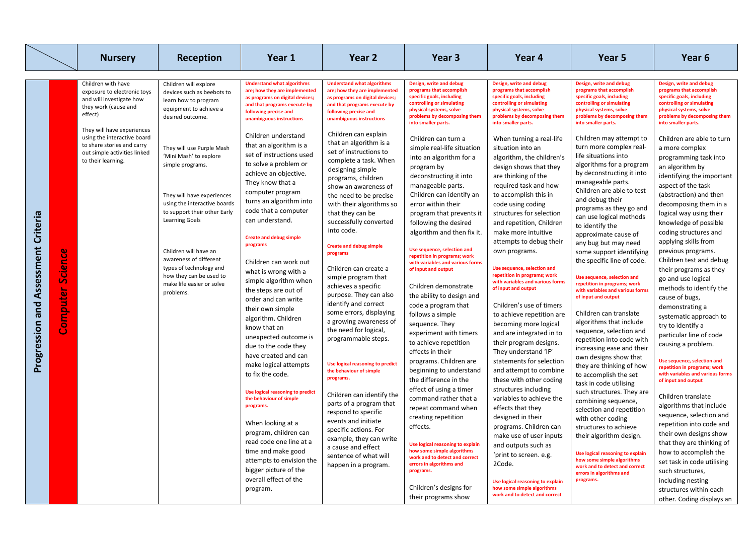| | | Nursery | Reception | Year 1 | Year 2 | Year 3 | Year 4 | Year 5 | Year 6 |
|---|---|---|---|---|---|---|---|---|---|
| Progression and Assessment Criteria | Computer Science | Children with have exposure to electronic toys and will investigate how they work (cause and effect)<br><br>They will have experiences using the interactive board to share stories and carry out simple activities linked to their learning. | Children will explore devices such as beebots to learn how to program equipment to achieve a desired outcome.<br><br>They will use Purple Mash 'Mini Mash' to explore simple programs.<br><br>They will have experiences using the interactive boards to support their other Early Learning Goals<br><br>Children will have an awareness of different types of technology and how they can be used to make life easier or solve problems. | **Understand what algorithms are; how they are implemented as programs on digital devices; and that programs execute by following precise and unambiguous instructions**<br><br>Children understand that an algorithm is a set of instructions used to solve a problem or achieve an objective. They know that a computer program turns an algorithm into code that a computer can understand.<br><br>**Create and debug simple programs**<br><br>Children can work out what is wrong with a simple algorithm when the steps are out of order and can write their own simple algorithm. Children know that an unexpected outcome is due to the code they have created and can make logical attempts to fix the code.<br><br>**Use logical reasoning to predict the behaviour of simple programs.**<br><br>When looking at a program, children can read code one line at a time and make good attempts to envision the bigger picture of the overall effect of the program. | **Understand what algorithms are; how they are implemented as programs on digital devices; and that programs execute by following precise and unambiguous instructions**<br><br>Children can explain that an algorithm is a set of instructions to complete a task. When designing simple programs, children show an awareness of the need to be precise with their algorithms so that they can be successfully converted into code.<br><br>**Create and debug simple programs**<br><br>Children can create a simple program that achieves a specific purpose. They can also identify and correct some errors, displaying a growing awareness of the need for logical, programmable steps.<br><br>**Use logical reasoning to predict the behaviour of simple programs.**<br><br>Children can identify the parts of a program that respond to specific events and initiate specific actions. For example, they can write a cause and effect sentence of what will happen in a program. | **Design, write and debug programs that accomplish specific goals, including controlling or simulating physical systems, solve problems by decomposing them into smaller parts.**<br><br>Children can turn a simple real-life situation into an algorithm for a program by deconstructing it into manageable parts. Children can identify an error within their program that prevents it following the desired algorithm and then fix it.<br><br>**Use sequence, selection and repetition in programs; work with variables and various forms of input and output**<br><br>Children demonstrate the ability to design and code a program that follows a simple sequence. They experiment with timers to achieve repetition effects in their programs. Children are beginning to understand the difference in the effect of using a timer command rather that a repeat command when creating repetition effects.<br><br>**Use logical reasoning to explain how some simple algorithms work and to detect and correct errors in algorithms and programs.**<br><br>Children's designs for their programs show | **Design, write and debug programs that accomplish specific goals, including controlling or simulating physical systems, solve problems by decomposing them into smaller parts.**<br><br>When turning a real-life situation into an algorithm, the children's design shows that they are thinking of the required task and how to accomplish this in code using coding structures for selection and repetition, Children make more intuitive attempts to debug their own programs.<br><br>**Use sequence, selection and repetition in programs; work with variables and various forms of input and output**<br><br>Children's use of timers to achieve repetition are becoming more logical and are integrated in to their program designs. They understand 'IF' statements for selection and attempt to combine these with other coding structures including variables to achieve the effects that they designed in their programs. Children can make use of user inputs and outputs such as 'print to screen. e.g. 2Code.<br><br>**Use logical reasoning to explain how some simple algorithms work and to detect and correct** | **Design, write and debug programs that accomplish specific goals, including controlling or simulating physical systems, solve problems by decomposing them into smaller parts.**<br><br>Children may attempt to turn more complex real-life situations into algorithms for a program by deconstructing it into manageable parts. Children are able to test and debug their programs as they go and can use logical methods to identify the approximate cause of any bug but may need some support identifying the specific line of code.<br><br>**Use sequence, selection and repetition in programs; work with variables and various forms of input and output**<br><br>Children can translate algorithms that include sequence, selection and repetition into code with increasing ease and their own designs show that they are thinking of how to accomplish the set task in code utilising such structures. They are combining sequence, selection and repetition with other coding structures to achieve their algorithm design.<br><br>**Use logical reasoning to explain how some simple algorithms work and to detect and correct errors in algorithms and programs.** | **Design, write and debug programs that accomplish specific goals, including controlling or simulating physical systems, solve problems by decomposing them into smaller parts.**<br><br>Children are able to turn a more complex programming task into an algorithm by identifying the important aspect of the task (abstraction) and then decomposing them in a logical way using their knowledge of possible coding structures and applying skills from previous programs. Children test and debug their programs as they go and use logical methods to identify the cause of bugs, demonstrating a systematic approach to try to identify a particular line of code causing a problem.<br><br>**Use sequence, selection and repetition in programs; work with variables and various forms of input and output**<br><br>Children translate algorithms that include sequence, selection and repetition into code and their own designs show that they are thinking of how to accomplish the set task in code utilising such structures, including nesting structures within each other. Coding displays an |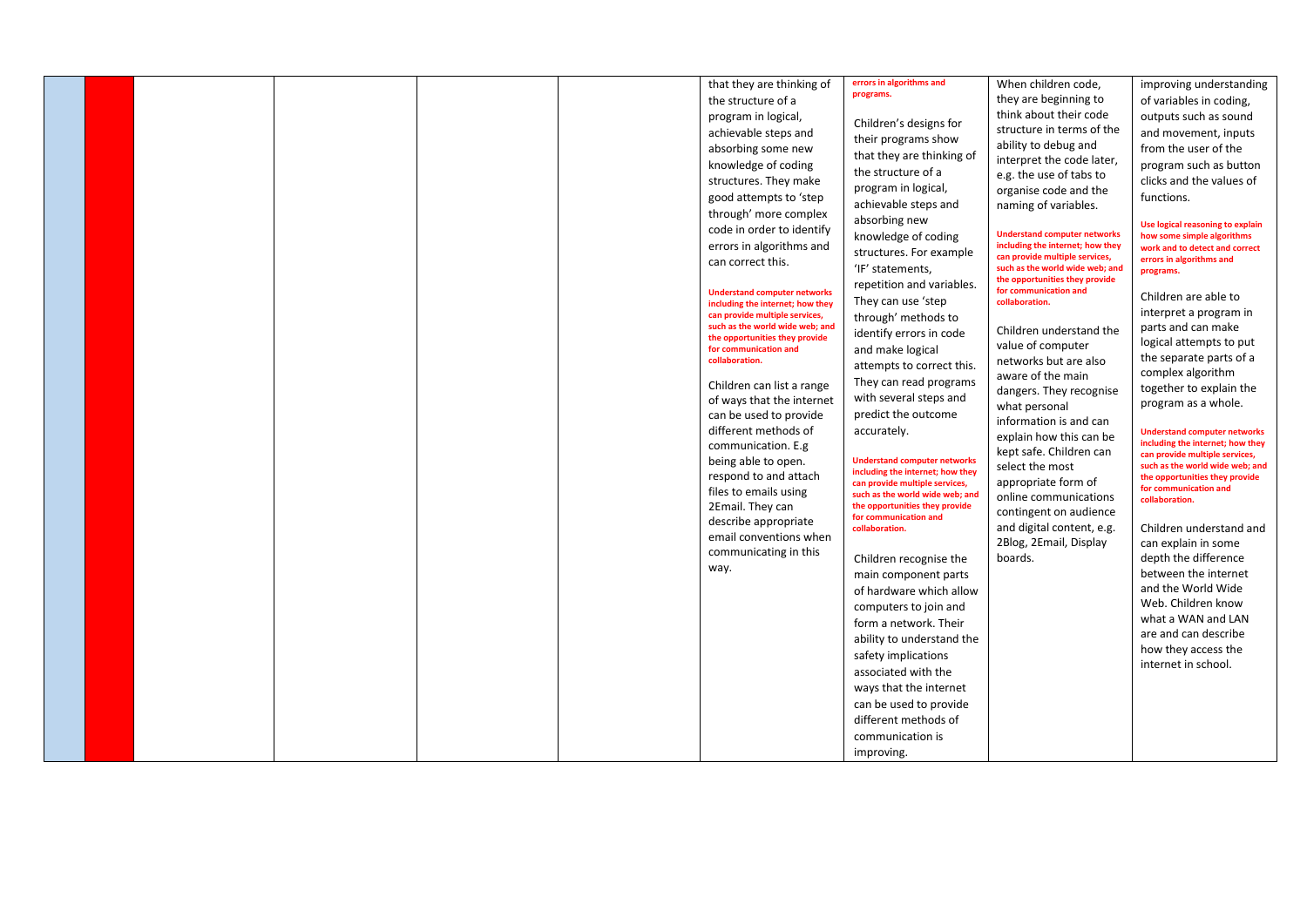|  |  |  |  |  |  |  |  |  |  |
|---|---|---|---|---|---|---|---|---|---|
|  |  |  |  |  |  | that they are thinking of the structure of a program in logical, achievable steps and absorbing some new knowledge of coding structures. They make good attempts to 'step through' more complex code in order to identify errors in algorithms and can correct this.<br><br>**Understand computer networks including the internet; how they can provide multiple services, such as the world wide web; and the opportunities they provide for communication and collaboration.**<br><br>Children can list a range of ways that the internet can be used to provide different methods of communication. E.g being able to open. respond to and attach files to emails using 2Email. They can describe appropriate email conventions when communicating in this way. | **errors in algorithms and programs.**<br><br>Children's designs for their programs show that they are thinking of the structure of a program in logical, achievable steps and absorbing new knowledge of coding structures. For example 'IF' statements, repetition and variables. They can use 'step through' methods to identify errors in code and make logical attempts to correct this. They can read programs with several steps and predict the outcome accurately.<br><br>**Understand computer networks including the internet; how they can provide multiple services, such as the world wide web; and the opportunities they provide for communication and collaboration.**<br><br>Children recognise the main component parts of hardware which allow computers to join and form a network. Their ability to understand the safety implications associated with the ways that the internet can be used to provide different methods of communication is improving. | When children code, they are beginning to think about their code structure in terms of the ability to debug and interpret the code later, e.g. the use of tabs to organise code and the naming of variables.<br><br>**Understand computer networks including the internet; how they can provide multiple services, such as the world wide web; and the opportunities they provide for communication and collaboration.**<br><br>Children understand the value of computer networks but are also aware of the main dangers. They recognise what personal information is and can explain how this can be kept safe. Children can select the most appropriate form of online communications contingent on audience and digital content, e.g. 2Blog, 2Email, Display boards. | improving understanding of variables in coding, outputs such as sound and movement, inputs from the user of the program such as button clicks and the values of functions.<br><br>**Use logical reasoning to explain how some simple algorithms work and to detect and correct errors in algorithms and programs.**<br><br>Children are able to interpret a program in parts and can make logical attempts to put the separate parts of a complex algorithm together to explain the program as a whole.<br><br>**Understand computer networks including the internet; how they can provide multiple services, such as the world wide web; and the opportunities they provide for communication and collaboration.**<br><br>Children understand and can explain in some depth the difference between the internet and the World Wide Web. Children know what a WAN and LAN are and can describe how they access the internet in school. |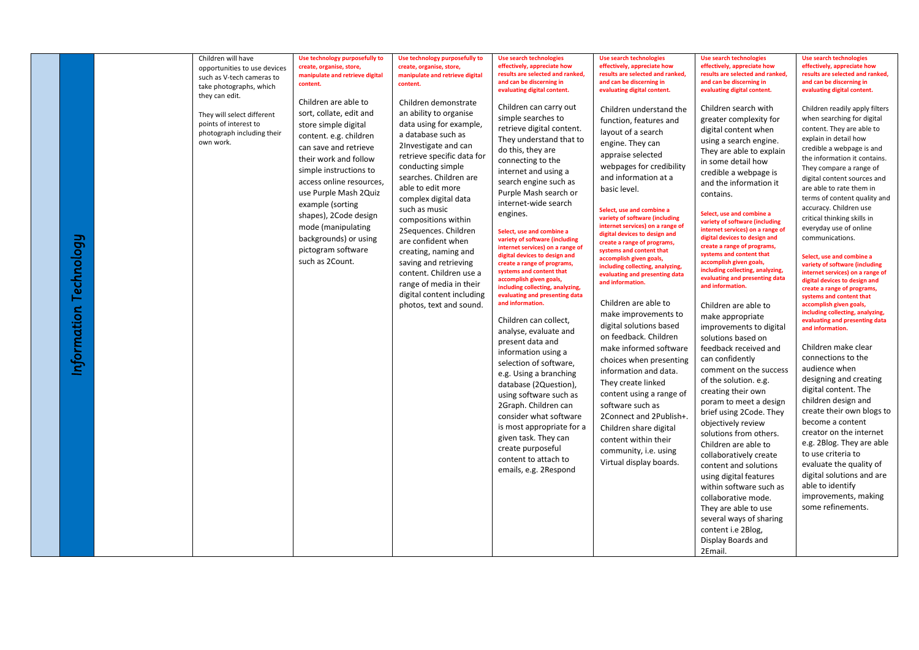| | | | | | | | | | |
|---|---|---|---|---|---|---|---|---|---|
| | Information Technology | | Children will have opportunities to use devices such as V-tech cameras to take photographs, which they can edit.<br><br>They will select different points of interest to photograph including their own work. | **Use technology purposefully to create, organise, store, manipulate and retrieve digital content.**<br><br>Children are able to sort, collate, edit and store simple digital content. e.g. children can save and retrieve their work and follow simple instructions to access online resources, use Purple Mash 2Quiz example (sorting shapes), 2Code design mode (manipulating backgrounds) or using pictogram software such as 2Count. | **Use technology purposefully to create, organise, store, manipulate and retrieve digital content.**<br><br>Children demonstrate an ability to organise data using for example, a database such as 2Investigate and can retrieve specific data for conducting simple searches. Children are able to edit more complex digital data such as music compositions within 2Sequences. Children are confident when creating, naming and saving and retrieving content. Children use a range of media in their digital content including photos, text and sound. | **Use search technologies effectively, appreciate how results are selected and ranked, and can be discerning in evaluating digital content.**<br><br>Children can carry out simple searches to retrieve digital content. They understand that to do this, they are connecting to the internet and using a search engine such as Purple Mash search or internet-wide search engines.<br><br>**Select, use and combine a variety of software (including internet services) on a range of digital devices to design and create a range of programs, systems and content that accomplish given goals, including collecting, analyzing, evaluating and presenting data and information.**<br><br>Children can collect, analyse, evaluate and present data and information using a selection of software, e.g. Using a branching database (2Question), using software such as 2Graph. Children can consider what software is most appropriate for a given task. They can create purposeful content to attach to emails, e.g. 2Respond | **Use search technologies effectively, appreciate how results are selected and ranked, and can be discerning in evaluating digital content.**<br><br>Children understand the function, features and layout of a search engine. They can appraise selected webpages for credibility and information at a basic level.<br><br>**Select, use and combine a variety of software (including internet services) on a range of digital devices to design and create a range of programs, systems and content that accomplish given goals, including collecting, analyzing, evaluating and presenting data and information.**<br><br>Children are able to make improvements to digital solutions based on feedback. Children make informed software choices when presenting information and data. They create linked content using a range of software such as 2Connect and 2Publish+. Children share digital content within their community, i.e. using Virtual display boards. | **Use search technologies effectively, appreciate how results are selected and ranked, and can be discerning in evaluating digital content.**<br><br>Children search with greater complexity for digital content when using a search engine. They are able to explain in some detail how credible a webpage is and the information it contains.<br><br>**Select, use and combine a variety of software (including internet services) on a range of digital devices to design and create a range of programs, systems and content that accomplish given goals, including collecting, analyzing, evaluating and presenting data and information.**<br><br>Children are able to make appropriate improvements to digital solutions based on feedback received and can confidently comment on the success of the solution. e.g. creating their own poram to meet a design brief using 2Code. They objectively review solutions from others. Children are able to collaboratively create content and solutions using digital features within software such as collaborative mode. They are able to use several ways of sharing content i.e 2Blog, Display Boards and 2Email. | **Use search technologies effectively, appreciate how results are selected and ranked, and can be discerning in evaluating digital content.**<br><br>Children readily apply filters when searching for digital content. They are able to explain in detail how credible a webpage is and the information it contains. They compare a range of digital content sources and are able to rate them in terms of content quality and accuracy. Children use critical thinking skills in everyday use of online communications.<br><br>**Select, use and combine a variety of software (including internet services) on a range of digital devices to design and create a range of programs, systems and content that accomplish given goals, including collecting, analyzing, evaluating and presenting data and information.**<br><br>Children make clear connections to the audience when designing and creating digital content. The children design and create their own blogs to become a content creator on the internet e.g. 2Blog. They are able to use criteria to evaluate the quality of digital solutions and are able to identify improvements, making some refinements. |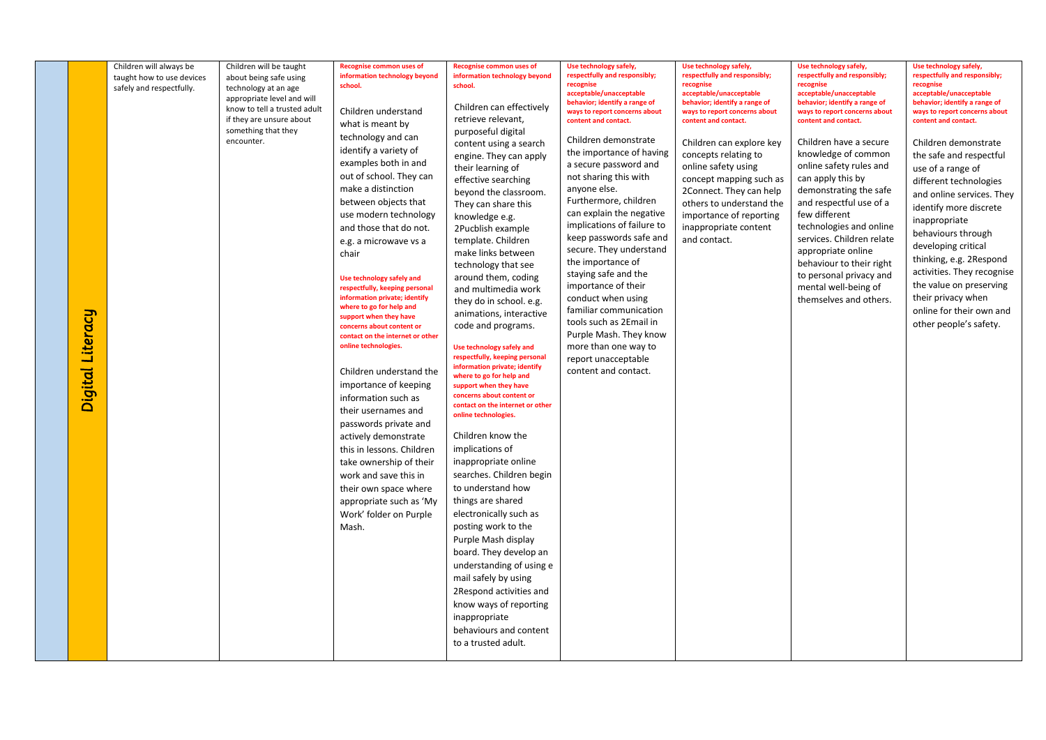| | | | | | | | | | |
|---|---|---|---|---|---|---|---|---|---|
| | Digital Literacy | Children will always be taught how to use devices safely and respectfully. | Children will be taught about being safe using technology at an age appropriate level and will know to tell a trusted adult if they are unsure about something that they encounter. | **Recognise common uses of information technology beyond school.**<br><br>Children understand what is meant by technology and can identify a variety of examples both in and out of school. They can make a distinction between objects that use modern technology and those that do not. e.g. a microwave vs a chair<br><br>**Use technology safely and respectfully, keeping personal information private; identify where to go for help and support when they have concerns about content or contact on the internet or other online technologies.**<br><br>Children understand the importance of keeping information such as their usernames and passwords private and actively demonstrate this in lessons. Children take ownership of their work and save this in their own space where appropriate such as 'My Work' folder on Purple Mash. | **Recognise common uses of information technology beyond school.**<br><br>Children can effectively retrieve relevant, purposeful digital content using a search engine. They can apply their learning of effective searching beyond the classroom. They can share this knowledge e.g. 2Pucblish example template. Children make links between technology that see around them, coding and multimedia work they do in school. e.g. animations, interactive code and programs.<br><br>**Use technology safely and respectfully, keeping personal information private; identify where to go for help and support when they have concerns about content or contact on the internet or other online technologies.**<br><br>Children know the implications of inappropriate online searches. Children begin to understand how things are shared electronically such as posting work to the Purple Mash display board. They develop an understanding of using e mail safely by using 2Respond activities and know ways of reporting inappropriate behaviours and content to a trusted adult. | **Use technology safely, respectfully and responsibly; recognise acceptable/unacceptable behavior; identify a range of ways to report concerns about content and contact.**<br><br>Children demonstrate the importance of having a secure password and not sharing this with anyone else. Furthermore, children can explain the negative implications of failure to keep passwords safe and secure. They understand the importance of staying safe and the importance of their conduct when using familiar communication tools such as 2Email in Purple Mash. They know more than one way to report unacceptable content and contact. | **Use technology safely, respectfully and responsibly; recognise acceptable/unacceptable behavior; identify a range of ways to report concerns about content and contact.**<br><br>Children can explore key concepts relating to online safety using concept mapping such as 2Connect. They can help others to understand the importance of reporting inappropriate content and contact. | **Use technology safely, respectfully and responsibly; recognise acceptable/unacceptable behavior; identify a range of ways to report concerns about content and contact.**<br><br>Children have a secure knowledge of common online safety rules and can apply this by demonstrating the safe and respectful use of a few different technologies and online services. Children relate appropriate online behaviour to their right to personal privacy and mental well-being of themselves and others. | **Use technology safely, respectfully and responsibly; recognise acceptable/unacceptable behavior; identify a range of ways to report concerns about content and contact.**<br><br>Children demonstrate the safe and respectful use of a range of different technologies and online services. They identify more discrete inappropriate behaviours through developing critical thinking, e.g. 2Respond activities. They recognise the value on preserving their privacy when online for their own and other people's safety. |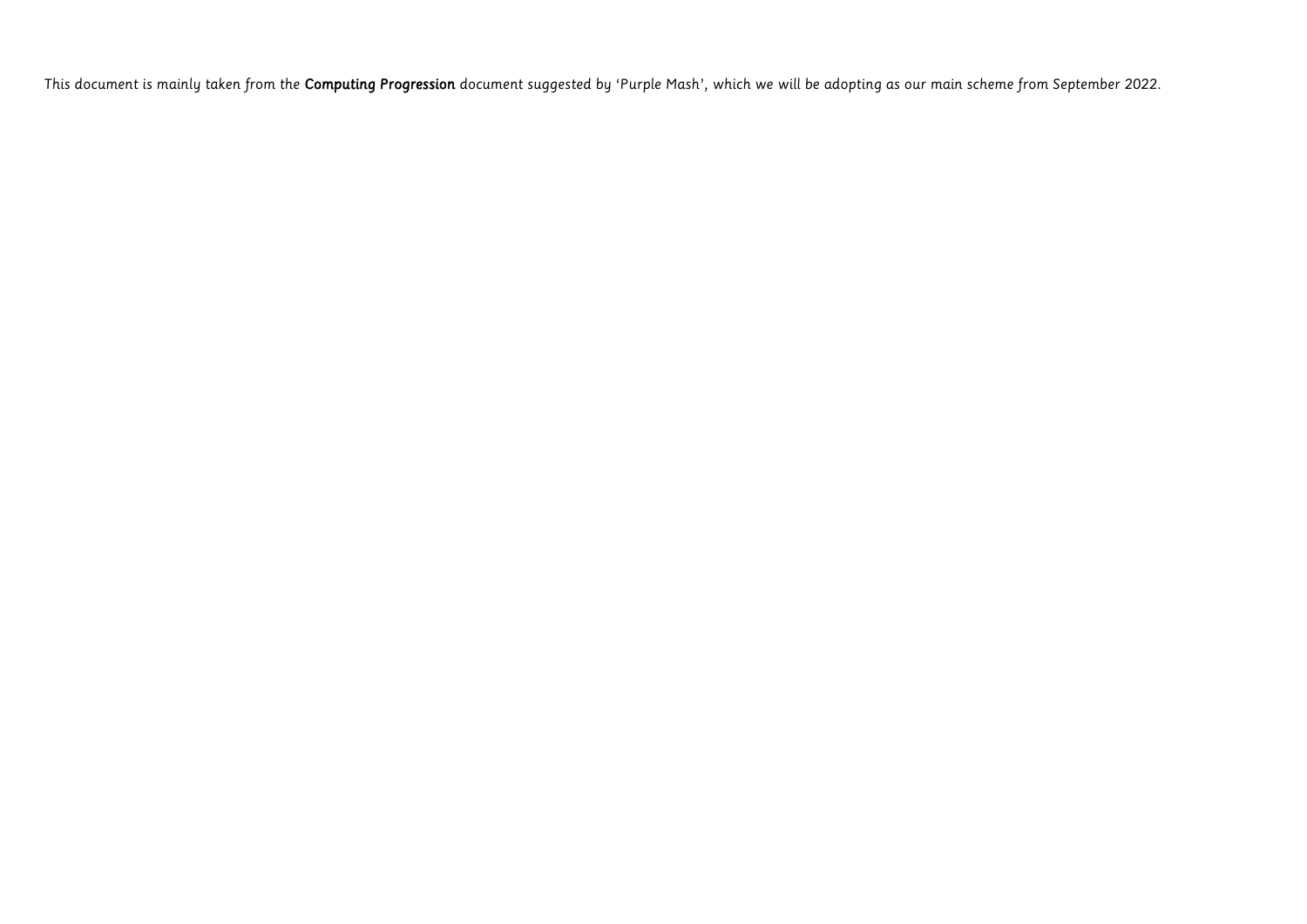This document is mainly taken from the **Computing Progression** document suggested by 'Purple Mash', which we will be adopting as our main scheme from September 2022.